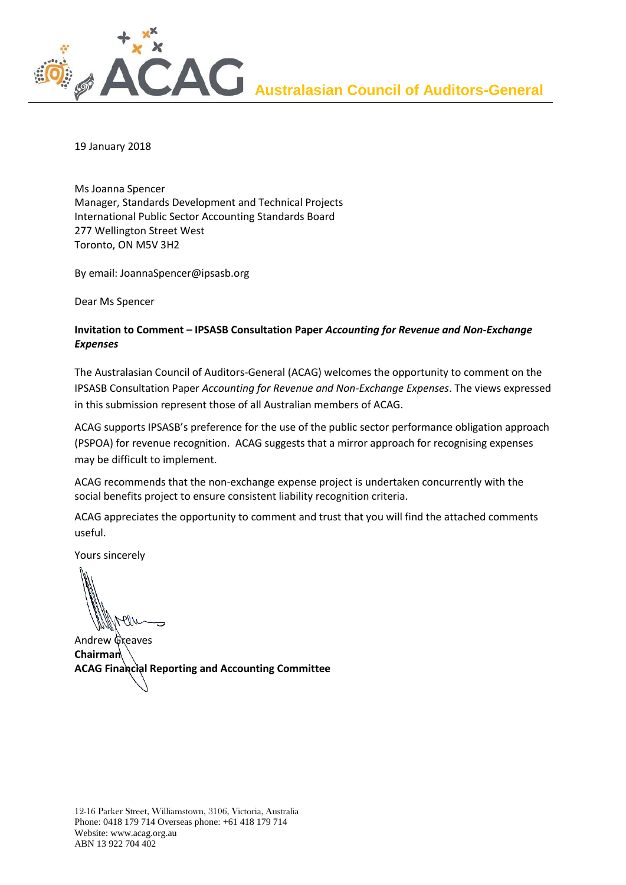ACAG **Australasian Council of Auditors-General**

19 January 2018

Ms Joanna Spencer
Manager, Standards Development and Technical Projects
International Public Sector Accounting Standards Board
277 Wellington Street West
Toronto, ON M5V 3H2

By email: JoannaSpencer@ipsasb.org

Dear Ms Spencer

**Invitation to Comment – IPSASB Consultation Paper *Accounting for Revenue and Non-Exchange Expenses***

The Australasian Council of Auditors-General (ACAG) welcomes the opportunity to comment on the IPSASB Consultation Paper *Accounting for Revenue and Non-Exchange Expenses*. The views expressed in this submission represent those of all Australian members of ACAG.

ACAG supports IPSASB's preference for the use of the public sector performance obligation approach (PSPOA) for revenue recognition. ACAG suggests that a mirror approach for recognising expenses may be difficult to implement.

ACAG recommends that the non-exchange expense project is undertaken concurrently with the social benefits project to ensure consistent liability recognition criteria.

ACAG appreciates the opportunity to comment and trust that you will find the attached comments useful.

Yours sincerely

Andrew Greaves
**Chairman**
**ACAG Financial Reporting and Accounting Committee**

12-16 Parker Street, Williamstown, 3106, Victoria, Australia
Phone: 0418 179 714 Overseas phone: +61 418 179 714
Website: www.acag.org.au
ABN 13 922 704 402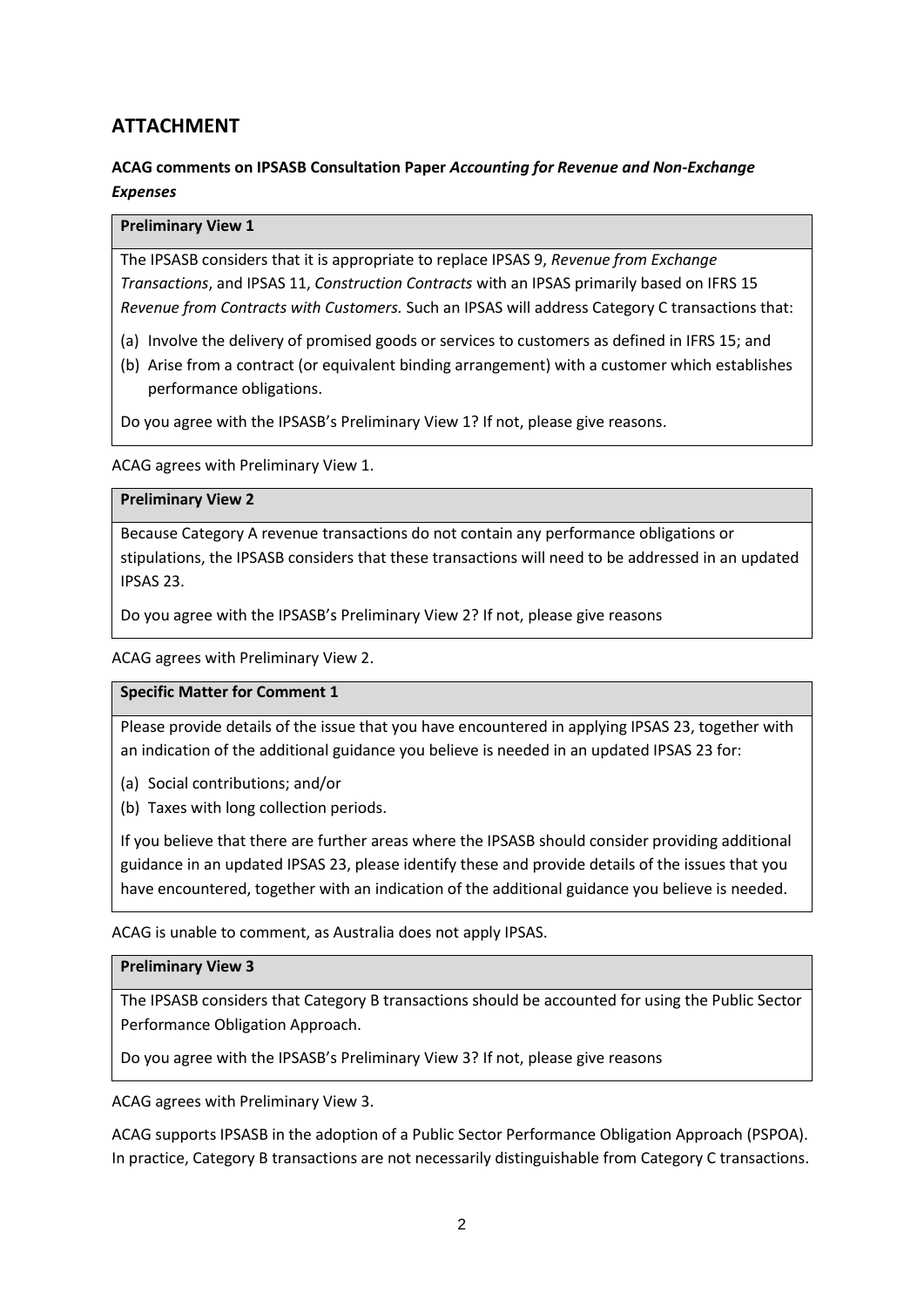## ATTACHMENT

**ACAG comments on IPSASB Consultation Paper *Accounting for Revenue and Non-Exchange Expenses***

| **Preliminary View 1** |
| --- |
| The IPSASB considers that it is appropriate to replace IPSAS 9, *Revenue from Exchange Transactions*, and IPSAS 11, *Construction Contracts* with an IPSAS primarily based on IFRS 15 *Revenue from Contracts with Customers.* Such an IPSAS will address Category C transactions that: (a) Involve the delivery of promised goods or services to customers as defined in IFRS 15; and (b) Arise from a contract (or equivalent binding arrangement) with a customer which establishes performance obligations. Do you agree with the IPSASB's Preliminary View 1? If not, please give reasons. |

ACAG agrees with Preliminary View 1.

| **Preliminary View 2** |
| --- |
| Because Category A revenue transactions do not contain any performance obligations or stipulations, the IPSASB considers that these transactions will need to be addressed in an updated IPSAS 23. Do you agree with the IPSASB's Preliminary View 2? If not, please give reasons |

ACAG agrees with Preliminary View 2.

| **Specific Matter for Comment 1** |
| --- |
| Please provide details of the issue that you have encountered in applying IPSAS 23, together with an indication of the additional guidance you believe is needed in an updated IPSAS 23 for: (a) Social contributions; and/or (b) Taxes with long collection periods. If you believe that there are further areas where the IPSASB should consider providing additional guidance in an updated IPSAS 23, please identify these and provide details of the issues that you have encountered, together with an indication of the additional guidance you believe is needed. |

ACAG is unable to comment, as Australia does not apply IPSAS.

| **Preliminary View 3** |
| --- |
| The IPSASB considers that Category B transactions should be accounted for using the Public Sector Performance Obligation Approach. Do you agree with the IPSASB's Preliminary View 3? If not, please give reasons |

ACAG agrees with Preliminary View 3.

ACAG supports IPSASB in the adoption of a Public Sector Performance Obligation Approach (PSPOA). In practice, Category B transactions are not necessarily distinguishable from Category C transactions.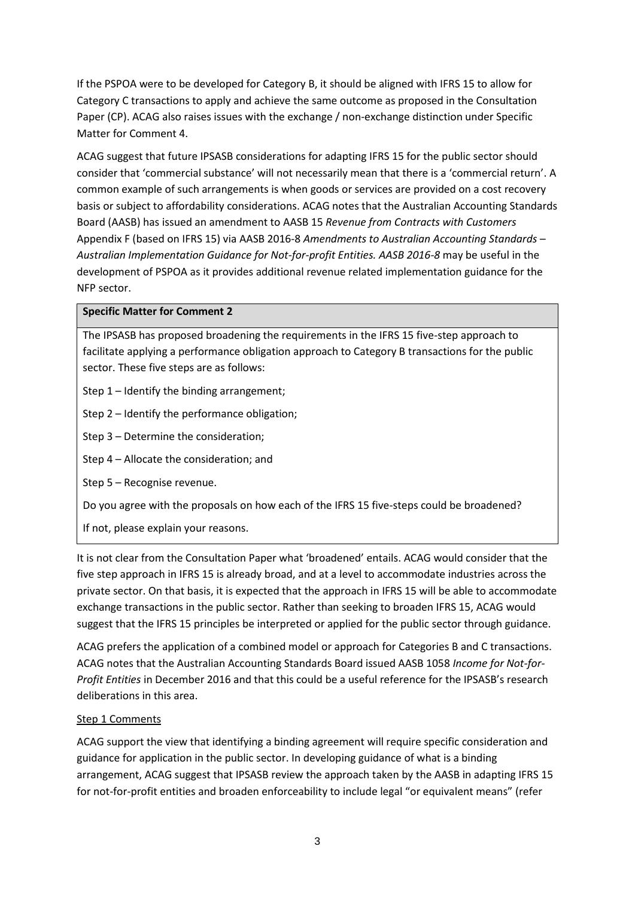If the PSPOA were to be developed for Category B, it should be aligned with IFRS 15 to allow for Category C transactions to apply and achieve the same outcome as proposed in the Consultation Paper (CP). ACAG also raises issues with the exchange / non-exchange distinction under Specific Matter for Comment 4.

ACAG suggest that future IPSASB considerations for adapting IFRS 15 for the public sector should consider that 'commercial substance' will not necessarily mean that there is a 'commercial return'. A common example of such arrangements is when goods or services are provided on a cost recovery basis or subject to affordability considerations. ACAG notes that the Australian Accounting Standards Board (AASB) has issued an amendment to AASB 15 *Revenue from Contracts with Customers* Appendix F (based on IFRS 15) via AASB 2016-8 *Amendments to Australian Accounting Standards – Australian Implementation Guidance for Not-for-profit Entities. AASB 2016-8* may be useful in the development of PSPOA as it provides additional revenue related implementation guidance for the NFP sector.

| **Specific Matter for Comment 2** |
| --- |
| The IPSASB has proposed broadening the requirements in the IFRS 15 five-step approach to facilitate applying a performance obligation approach to Category B transactions for the public sector. These five steps are as follows:<br><br>Step 1 – Identify the binding arrangement;<br><br>Step 2 – Identify the performance obligation;<br><br>Step 3 – Determine the consideration;<br><br>Step 4 – Allocate the consideration; and<br><br>Step 5 – Recognise revenue.<br><br>Do you agree with the proposals on how each of the IFRS 15 five-steps could be broadened?<br><br>If not, please explain your reasons. |

It is not clear from the Consultation Paper what 'broadened' entails. ACAG would consider that the five step approach in IFRS 15 is already broad, and at a level to accommodate industries across the private sector. On that basis, it is expected that the approach in IFRS 15 will be able to accommodate exchange transactions in the public sector. Rather than seeking to broaden IFRS 15, ACAG would suggest that the IFRS 15 principles be interpreted or applied for the public sector through guidance.

ACAG prefers the application of a combined model or approach for Categories B and C transactions. ACAG notes that the Australian Accounting Standards Board issued AASB 1058 *Income for Not-for-Profit Entities* in December 2016 and that this could be a useful reference for the IPSASB's research deliberations in this area.

Step 1 Comments

ACAG support the view that identifying a binding agreement will require specific consideration and guidance for application in the public sector. In developing guidance of what is a binding arrangement, ACAG suggest that IPSASB review the approach taken by the AASB in adapting IFRS 15 for not-for-profit entities and broaden enforceability to include legal "or equivalent means" (refer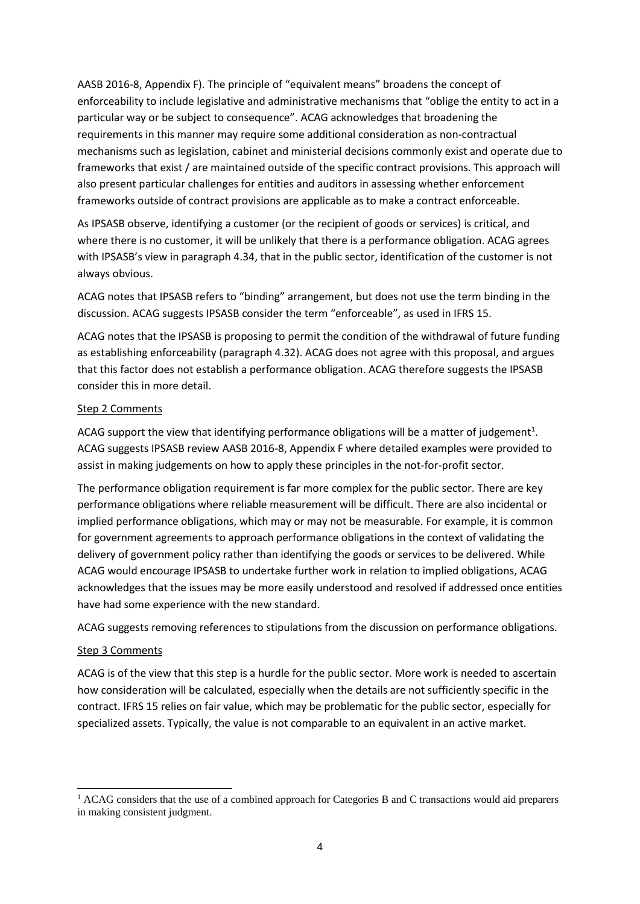AASB 2016-8, Appendix F). The principle of "equivalent means" broadens the concept of enforceability to include legislative and administrative mechanisms that "oblige the entity to act in a particular way or be subject to consequence". ACAG acknowledges that broadening the requirements in this manner may require some additional consideration as non-contractual mechanisms such as legislation, cabinet and ministerial decisions commonly exist and operate due to frameworks that exist / are maintained outside of the specific contract provisions. This approach will also present particular challenges for entities and auditors in assessing whether enforcement frameworks outside of contract provisions are applicable as to make a contract enforceable.

As IPSASB observe, identifying a customer (or the recipient of goods or services) is critical, and where there is no customer, it will be unlikely that there is a performance obligation. ACAG agrees with IPSASB's view in paragraph 4.34, that in the public sector, identification of the customer is not always obvious.

ACAG notes that IPSASB refers to "binding" arrangement, but does not use the term binding in the discussion. ACAG suggests IPSASB consider the term "enforceable", as used in IFRS 15.

ACAG notes that the IPSASB is proposing to permit the condition of the withdrawal of future funding as establishing enforceability (paragraph 4.32). ACAG does not agree with this proposal, and argues that this factor does not establish a performance obligation. ACAG therefore suggests the IPSASB consider this in more detail.

Step 2 Comments

ACAG support the view that identifying performance obligations will be a matter of judgement[1]. ACAG suggests IPSASB review AASB 2016-8, Appendix F where detailed examples were provided to assist in making judgements on how to apply these principles in the not-for-profit sector.

The performance obligation requirement is far more complex for the public sector. There are key performance obligations where reliable measurement will be difficult. There are also incidental or implied performance obligations, which may or may not be measurable. For example, it is common for government agreements to approach performance obligations in the context of validating the delivery of government policy rather than identifying the goods or services to be delivered. While ACAG would encourage IPSASB to undertake further work in relation to implied obligations, ACAG acknowledges that the issues may be more easily understood and resolved if addressed once entities have had some experience with the new standard.

ACAG suggests removing references to stipulations from the discussion on performance obligations.

Step 3 Comments

ACAG is of the view that this step is a hurdle for the public sector. More work is needed to ascertain how consideration will be calculated, especially when the details are not sufficiently specific in the contract. IFRS 15 relies on fair value, which may be problematic for the public sector, especially for specialized assets. Typically, the value is not comparable to an equivalent in an active market.

[1] ACAG considers that the use of a combined approach for Categories B and C transactions would aid preparers in making consistent judgment.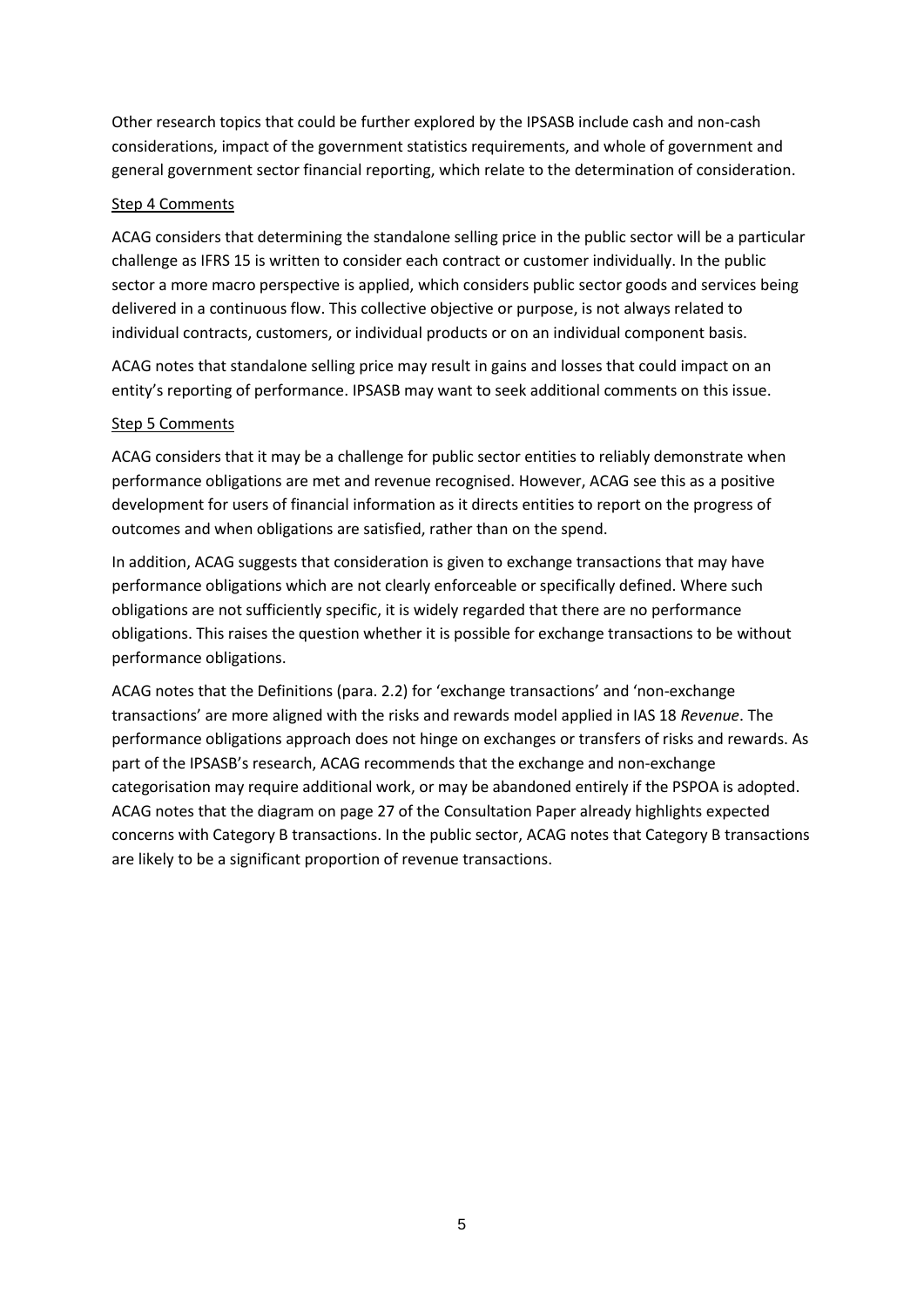Other research topics that could be further explored by the IPSASB include cash and non-cash considerations, impact of the government statistics requirements, and whole of government and general government sector financial reporting, which relate to the determination of consideration.

Step 4 Comments

ACAG considers that determining the standalone selling price in the public sector will be a particular challenge as IFRS 15 is written to consider each contract or customer individually. In the public sector a more macro perspective is applied, which considers public sector goods and services being delivered in a continuous flow. This collective objective or purpose, is not always related to individual contracts, customers, or individual products or on an individual component basis.

ACAG notes that standalone selling price may result in gains and losses that could impact on an entity's reporting of performance. IPSASB may want to seek additional comments on this issue.

Step 5 Comments

ACAG considers that it may be a challenge for public sector entities to reliably demonstrate when performance obligations are met and revenue recognised. However, ACAG see this as a positive development for users of financial information as it directs entities to report on the progress of outcomes and when obligations are satisfied, rather than on the spend.

In addition, ACAG suggests that consideration is given to exchange transactions that may have performance obligations which are not clearly enforceable or specifically defined. Where such obligations are not sufficiently specific, it is widely regarded that there are no performance obligations. This raises the question whether it is possible for exchange transactions to be without performance obligations.

ACAG notes that the Definitions (para. 2.2) for 'exchange transactions' and 'non-exchange transactions' are more aligned with the risks and rewards model applied in IAS 18 *Revenue*. The performance obligations approach does not hinge on exchanges or transfers of risks and rewards. As part of the IPSASB's research, ACAG recommends that the exchange and non-exchange categorisation may require additional work, or may be abandoned entirely if the PSPOA is adopted. ACAG notes that the diagram on page 27 of the Consultation Paper already highlights expected concerns with Category B transactions. In the public sector, ACAG notes that Category B transactions are likely to be a significant proportion of revenue transactions.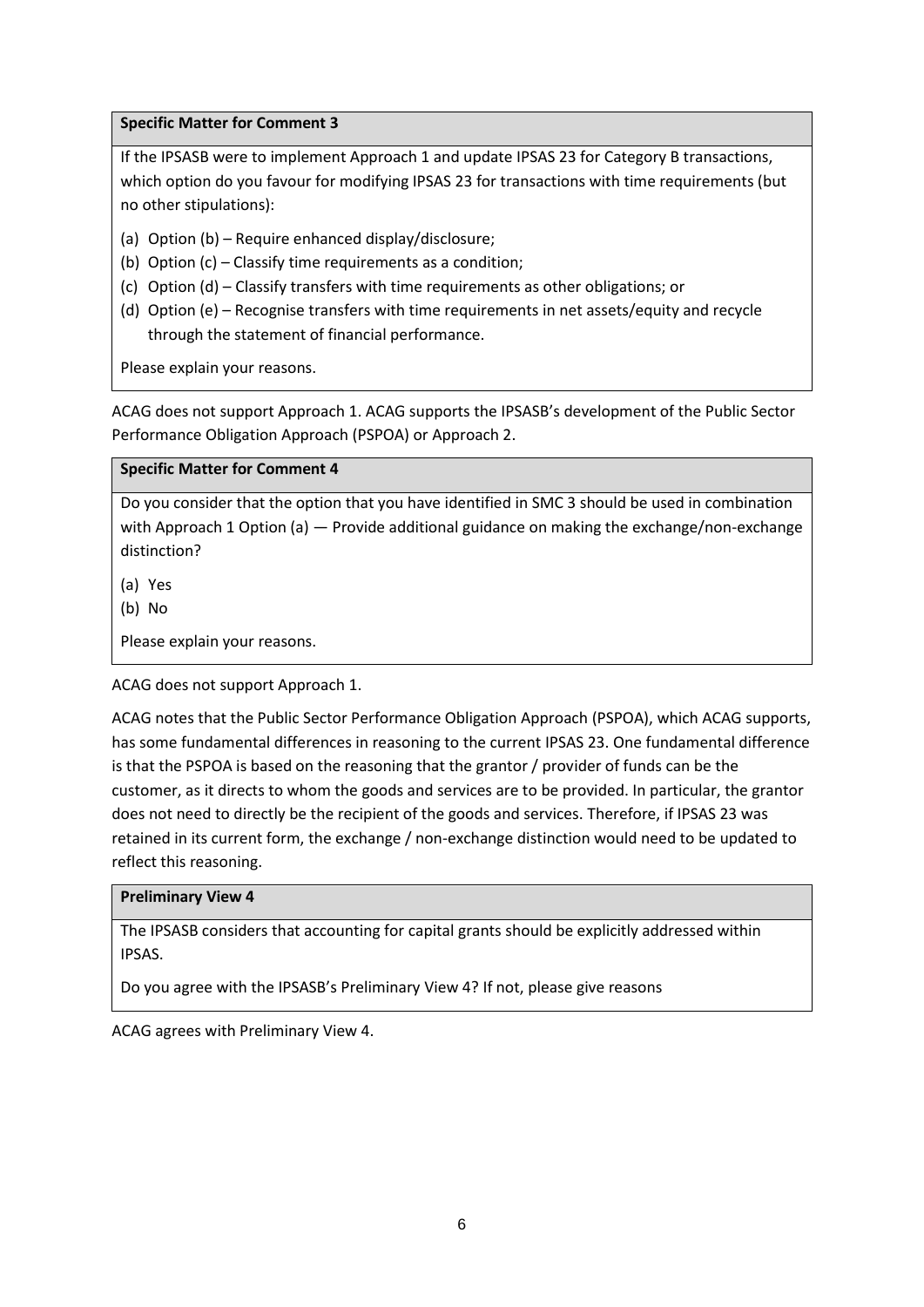**Specific Matter for Comment 3**

If the IPSASB were to implement Approach 1 and update IPSAS 23 for Category B transactions, which option do you favour for modifying IPSAS 23 for transactions with time requirements (but no other stipulations):

(a) Option (b) – Require enhanced display/disclosure;
(b) Option (c) – Classify time requirements as a condition;
(c) Option (d) – Classify transfers with time requirements as other obligations; or
(d) Option (e) – Recognise transfers with time requirements in net assets/equity and recycle through the statement of financial performance.

Please explain your reasons.

ACAG does not support Approach 1. ACAG supports the IPSASB's development of the Public Sector Performance Obligation Approach (PSPOA) or Approach 2.

**Specific Matter for Comment 4**

Do you consider that the option that you have identified in SMC 3 should be used in combination with Approach 1 Option (a) — Provide additional guidance on making the exchange/non-exchange distinction?

(a) Yes
(b) No

Please explain your reasons.

ACAG does not support Approach 1.

ACAG notes that the Public Sector Performance Obligation Approach (PSPOA), which ACAG supports, has some fundamental differences in reasoning to the current IPSAS 23. One fundamental difference is that the PSPOA is based on the reasoning that the grantor / provider of funds can be the customer, as it directs to whom the goods and services are to be provided. In particular, the grantor does not need to directly be the recipient of the goods and services. Therefore, if IPSAS 23 was retained in its current form, the exchange / non-exchange distinction would need to be updated to reflect this reasoning.

**Preliminary View 4**

The IPSASB considers that accounting for capital grants should be explicitly addressed within IPSAS.

Do you agree with the IPSASB's Preliminary View 4? If not, please give reasons

ACAG agrees with Preliminary View 4.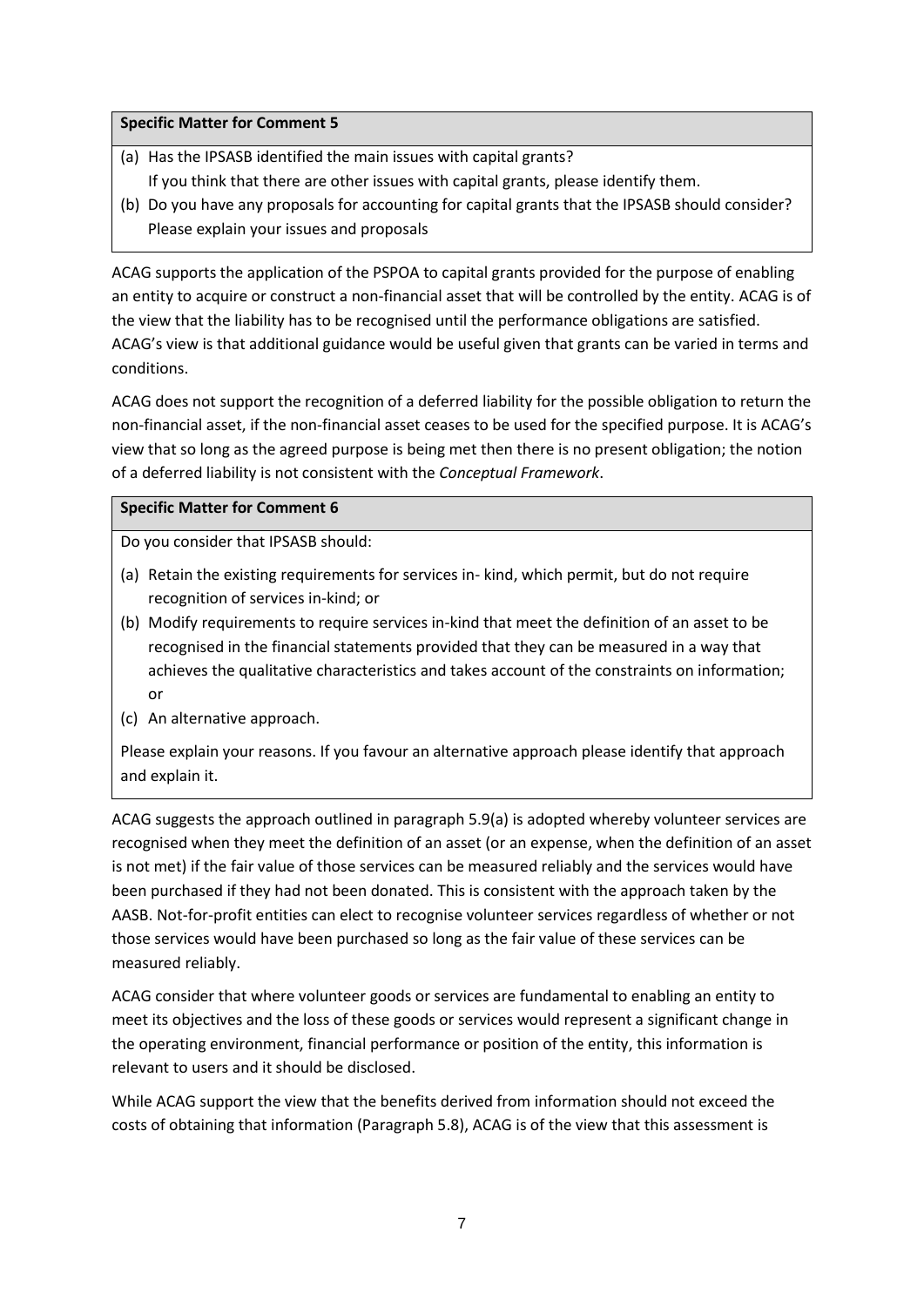**Specific Matter for Comment 5**

(a) Has the IPSASB identified the main issues with capital grants?
If you think that there are other issues with capital grants, please identify them.

(b) Do you have any proposals for accounting for capital grants that the IPSASB should consider? Please explain your issues and proposals

ACAG supports the application of the PSPOA to capital grants provided for the purpose of enabling an entity to acquire or construct a non-financial asset that will be controlled by the entity. ACAG is of the view that the liability has to be recognised until the performance obligations are satisfied. ACAG's view is that additional guidance would be useful given that grants can be varied in terms and conditions.

ACAG does not support the recognition of a deferred liability for the possible obligation to return the non-financial asset, if the non-financial asset ceases to be used for the specified purpose. It is ACAG's view that so long as the agreed purpose is being met then there is no present obligation; the notion of a deferred liability is not consistent with the *Conceptual Framework*.

**Specific Matter for Comment 6**

Do you consider that IPSASB should:

(a) Retain the existing requirements for services in- kind, which permit, but do not require recognition of services in-kind; or

(b) Modify requirements to require services in-kind that meet the definition of an asset to be recognised in the financial statements provided that they can be measured in a way that achieves the qualitative characteristics and takes account of the constraints on information; or

(c) An alternative approach.

Please explain your reasons. If you favour an alternative approach please identify that approach and explain it.

ACAG suggests the approach outlined in paragraph 5.9(a) is adopted whereby volunteer services are recognised when they meet the definition of an asset (or an expense, when the definition of an asset is not met) if the fair value of those services can be measured reliably and the services would have been purchased if they had not been donated. This is consistent with the approach taken by the AASB. Not-for-profit entities can elect to recognise volunteer services regardless of whether or not those services would have been purchased so long as the fair value of these services can be measured reliably.

ACAG consider that where volunteer goods or services are fundamental to enabling an entity to meet its objectives and the loss of these goods or services would represent a significant change in the operating environment, financial performance or position of the entity, this information is relevant to users and it should be disclosed.

While ACAG support the view that the benefits derived from information should not exceed the costs of obtaining that information (Paragraph 5.8), ACAG is of the view that this assessment is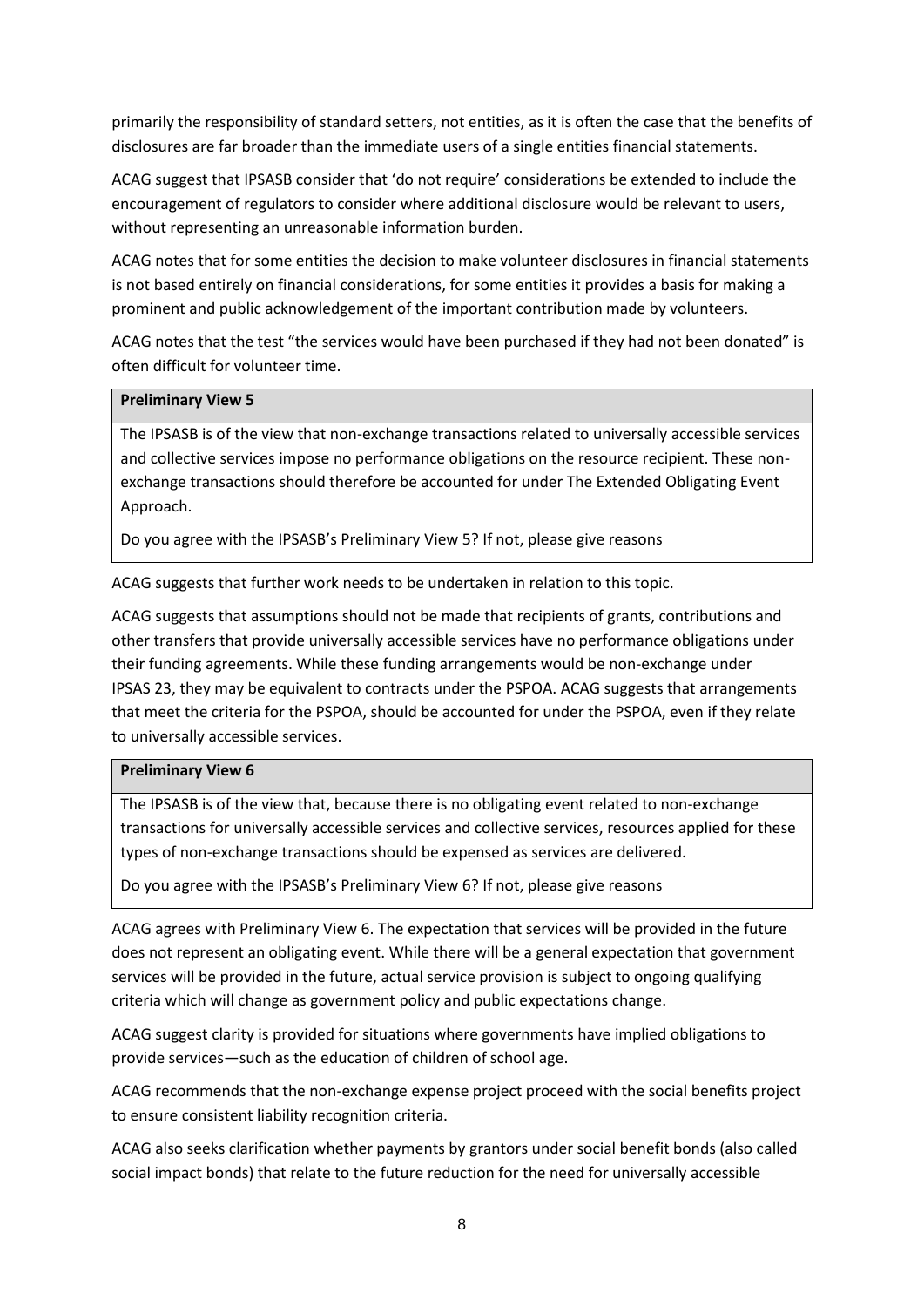primarily the responsibility of standard setters, not entities, as it is often the case that the benefits of disclosures are far broader than the immediate users of a single entities financial statements.

ACAG suggest that IPSASB consider that 'do not require' considerations be extended to include the encouragement of regulators to consider where additional disclosure would be relevant to users, without representing an unreasonable information burden.

ACAG notes that for some entities the decision to make volunteer disclosures in financial statements is not based entirely on financial considerations, for some entities it provides a basis for making a prominent and public acknowledgement of the important contribution made by volunteers.

ACAG notes that the test "the services would have been purchased if they had not been donated" is often difficult for volunteer time.

| **Preliminary View 5** |
| --- |
| The IPSASB is of the view that non-exchange transactions related to universally accessible services and collective services impose no performance obligations on the resource recipient. These non-exchange transactions should therefore be accounted for under The Extended Obligating Event Approach.<br><br>Do you agree with the IPSASB's Preliminary View 5? If not, please give reasons |

ACAG suggests that further work needs to be undertaken in relation to this topic.

ACAG suggests that assumptions should not be made that recipients of grants, contributions and other transfers that provide universally accessible services have no performance obligations under their funding agreements. While these funding arrangements would be non-exchange under IPSAS 23, they may be equivalent to contracts under the PSPOA. ACAG suggests that arrangements that meet the criteria for the PSPOA, should be accounted for under the PSPOA, even if they relate to universally accessible services.

| **Preliminary View 6** |
| --- |
| The IPSASB is of the view that, because there is no obligating event related to non-exchange transactions for universally accessible services and collective services, resources applied for these types of non-exchange transactions should be expensed as services are delivered.<br><br>Do you agree with the IPSASB's Preliminary View 6? If not, please give reasons |

ACAG agrees with Preliminary View 6. The expectation that services will be provided in the future does not represent an obligating event. While there will be a general expectation that government services will be provided in the future, actual service provision is subject to ongoing qualifying criteria which will change as government policy and public expectations change.

ACAG suggest clarity is provided for situations where governments have implied obligations to provide services—such as the education of children of school age.

ACAG recommends that the non-exchange expense project proceed with the social benefits project to ensure consistent liability recognition criteria.

ACAG also seeks clarification whether payments by grantors under social benefit bonds (also called social impact bonds) that relate to the future reduction for the need for universally accessible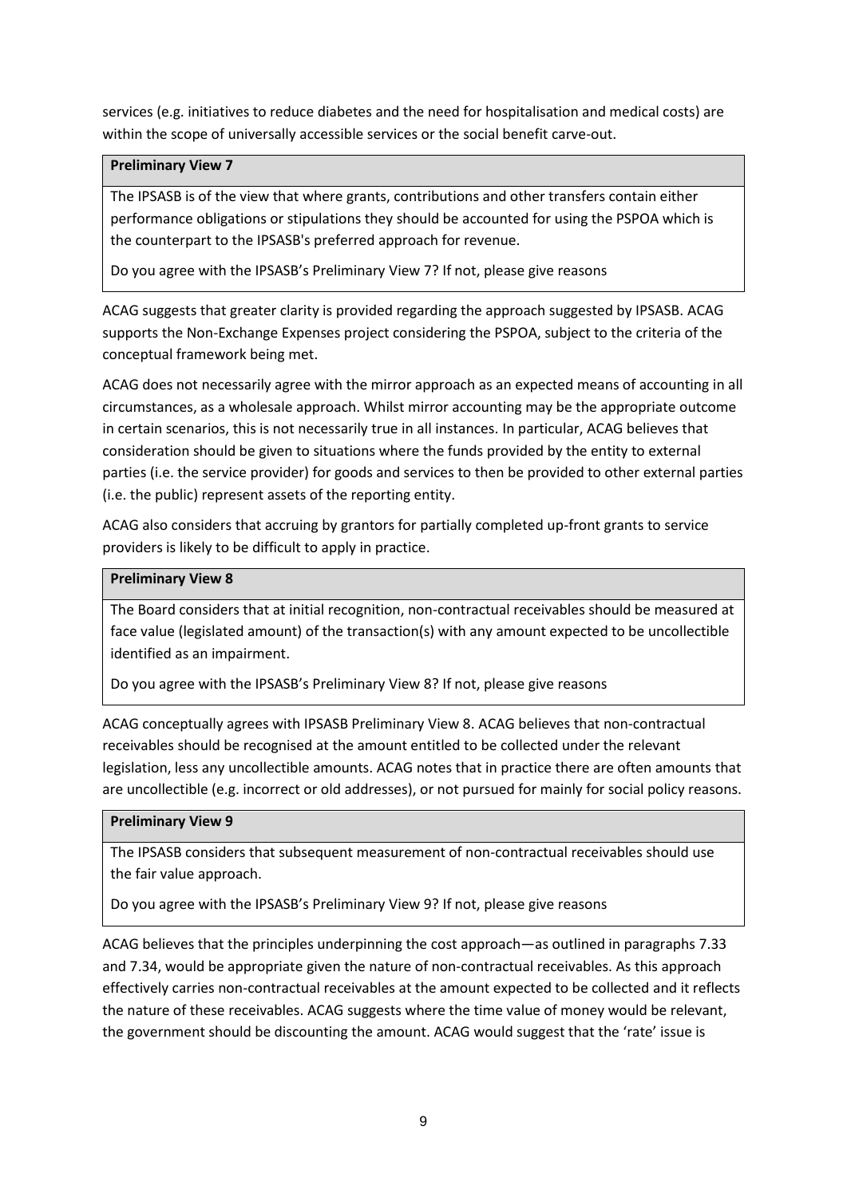services (e.g. initiatives to reduce diabetes and the need for hospitalisation and medical costs) are within the scope of universally accessible services or the social benefit carve-out.

| **Preliminary View 7** |
| --- |
| The IPSASB is of the view that where grants, contributions and other transfers contain either performance obligations or stipulations they should be accounted for using the PSPOA which is the counterpart to the IPSASB's preferred approach for revenue.<br><br>Do you agree with the IPSASB's Preliminary View 7? If not, please give reasons |

ACAG suggests that greater clarity is provided regarding the approach suggested by IPSASB. ACAG supports the Non-Exchange Expenses project considering the PSPOA, subject to the criteria of the conceptual framework being met.

ACAG does not necessarily agree with the mirror approach as an expected means of accounting in all circumstances, as a wholesale approach. Whilst mirror accounting may be the appropriate outcome in certain scenarios, this is not necessarily true in all instances. In particular, ACAG believes that consideration should be given to situations where the funds provided by the entity to external parties (i.e. the service provider) for goods and services to then be provided to other external parties (i.e. the public) represent assets of the reporting entity.

ACAG also considers that accruing by grantors for partially completed up-front grants to service providers is likely to be difficult to apply in practice.

| **Preliminary View 8** |
| --- |
| The Board considers that at initial recognition, non-contractual receivables should be measured at face value (legislated amount) of the transaction(s) with any amount expected to be uncollectible identified as an impairment.<br><br>Do you agree with the IPSASB's Preliminary View 8? If not, please give reasons |

ACAG conceptually agrees with IPSASB Preliminary View 8. ACAG believes that non-contractual receivables should be recognised at the amount entitled to be collected under the relevant legislation, less any uncollectible amounts. ACAG notes that in practice there are often amounts that are uncollectible (e.g. incorrect or old addresses), or not pursued for mainly for social policy reasons.

| **Preliminary View 9** |
| --- |
| The IPSASB considers that subsequent measurement of non-contractual receivables should use the fair value approach.<br><br>Do you agree with the IPSASB's Preliminary View 9? If not, please give reasons |

ACAG believes that the principles underpinning the cost approach—as outlined in paragraphs 7.33 and 7.34, would be appropriate given the nature of non-contractual receivables. As this approach effectively carries non-contractual receivables at the amount expected to be collected and it reflects the nature of these receivables. ACAG suggests where the time value of money would be relevant, the government should be discounting the amount. ACAG would suggest that the 'rate' issue is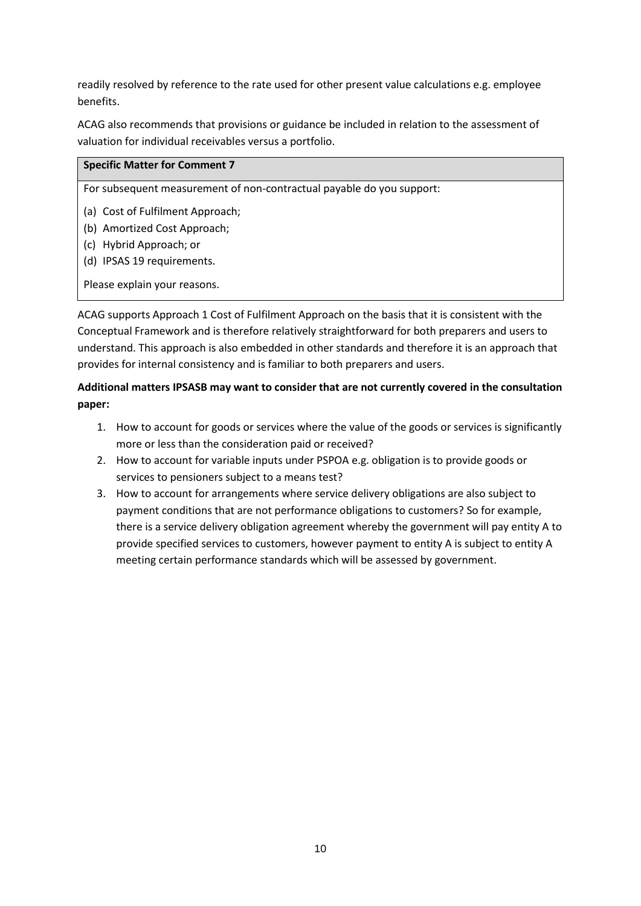readily resolved by reference to the rate used for other present value calculations e.g. employee benefits.

ACAG also recommends that provisions or guidance be included in relation to the assessment of valuation for individual receivables versus a portfolio.

| **Specific Matter for Comment 7** |
| --- |
| For subsequent measurement of non-contractual payable do you support:<br>(a) Cost of Fulfilment Approach;<br>(b) Amortized Cost Approach;<br>(c) Hybrid Approach; or<br>(d) IPSAS 19 requirements.<br><br>Please explain your reasons. |

ACAG supports Approach 1 Cost of Fulfilment Approach on the basis that it is consistent with the Conceptual Framework and is therefore relatively straightforward for both preparers and users to understand. This approach is also embedded in other standards and therefore it is an approach that provides for internal consistency and is familiar to both preparers and users.

**Additional matters IPSASB may want to consider that are not currently covered in the consultation paper:**

1. How to account for goods or services where the value of the goods or services is significantly more or less than the consideration paid or received?
2. How to account for variable inputs under PSPOA e.g. obligation is to provide goods or services to pensioners subject to a means test?
3. How to account for arrangements where service delivery obligations are also subject to payment conditions that are not performance obligations to customers? So for example, there is a service delivery obligation agreement whereby the government will pay entity A to provide specified services to customers, however payment to entity A is subject to entity A meeting certain performance standards which will be assessed by government.